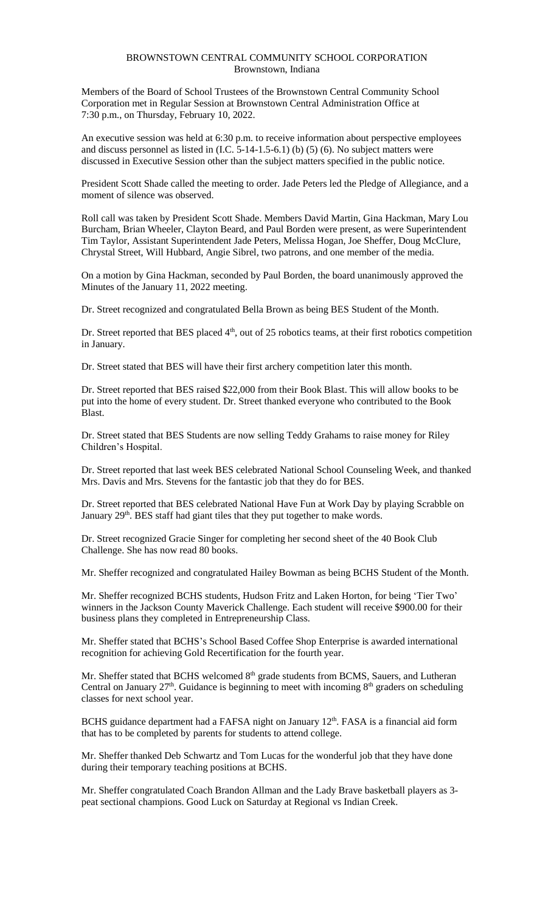BROWNSTOWN CENTRAL COMMUNITY SCHOOL CORPORATION
Brownstown, Indiana

Members of the Board of School Trustees of the Brownstown Central Community School Corporation met in Regular Session at Brownstown Central Administration Office at 7:30 p.m., on Thursday, February 10, 2022.

An executive session was held at 6:30 p.m. to receive information about perspective employees and discuss personnel as listed in (I.C. 5-14-1.5-6.1) (b) (5) (6). No subject matters were discussed in Executive Session other than the subject matters specified in the public notice.

President Scott Shade called the meeting to order. Jade Peters led the Pledge of Allegiance, and a moment of silence was observed.

Roll call was taken by President Scott Shade. Members David Martin, Gina Hackman, Mary Lou Burcham, Brian Wheeler, Clayton Beard, and Paul Borden were present, as were Superintendent Tim Taylor, Assistant Superintendent Jade Peters, Melissa Hogan, Joe Sheffer, Doug McClure, Chrystal Street, Will Hubbard, Angie Sibrel, two patrons, and one member of the media.

On a motion by Gina Hackman, seconded by Paul Borden, the board unanimously approved the Minutes of the January 11, 2022 meeting.

Dr. Street recognized and congratulated Bella Brown as being BES Student of the Month.

Dr. Street reported that BES placed 4th, out of 25 robotics teams, at their first robotics competition in January.

Dr. Street stated that BES will have their first archery competition later this month.

Dr. Street reported that BES raised $22,000 from their Book Blast. This will allow books to be put into the home of every student. Dr. Street thanked everyone who contributed to the Book Blast.

Dr. Street stated that BES Students are now selling Teddy Grahams to raise money for Riley Children's Hospital.

Dr. Street reported that last week BES celebrated National School Counseling Week, and thanked Mrs. Davis and Mrs. Stevens for the fantastic job that they do for BES.

Dr. Street reported that BES celebrated National Have Fun at Work Day by playing Scrabble on January 29th. BES staff had giant tiles that they put together to make words.

Dr. Street recognized Gracie Singer for completing her second sheet of the 40 Book Club Challenge. She has now read 80 books.

Mr. Sheffer recognized and congratulated Hailey Bowman as being BCHS Student of the Month.

Mr. Sheffer recognized BCHS students, Hudson Fritz and Laken Horton, for being 'Tier Two' winners in the Jackson County Maverick Challenge. Each student will receive $900.00 for their business plans they completed in Entrepreneurship Class.

Mr. Sheffer stated that BCHS's School Based Coffee Shop Enterprise is awarded international recognition for achieving Gold Recertification for the fourth year.

Mr. Sheffer stated that BCHS welcomed 8th grade students from BCMS, Sauers, and Lutheran Central on January 27th. Guidance is beginning to meet with incoming 8th graders on scheduling classes for next school year.

BCHS guidance department had a FAFSA night on January 12th. FASA is a financial aid form that has to be completed by parents for students to attend college.

Mr. Sheffer thanked Deb Schwartz and Tom Lucas for the wonderful job that they have done during their temporary teaching positions at BCHS.

Mr. Sheffer congratulated Coach Brandon Allman and the Lady Brave basketball players as 3-peat sectional champions. Good Luck on Saturday at Regional vs Indian Creek.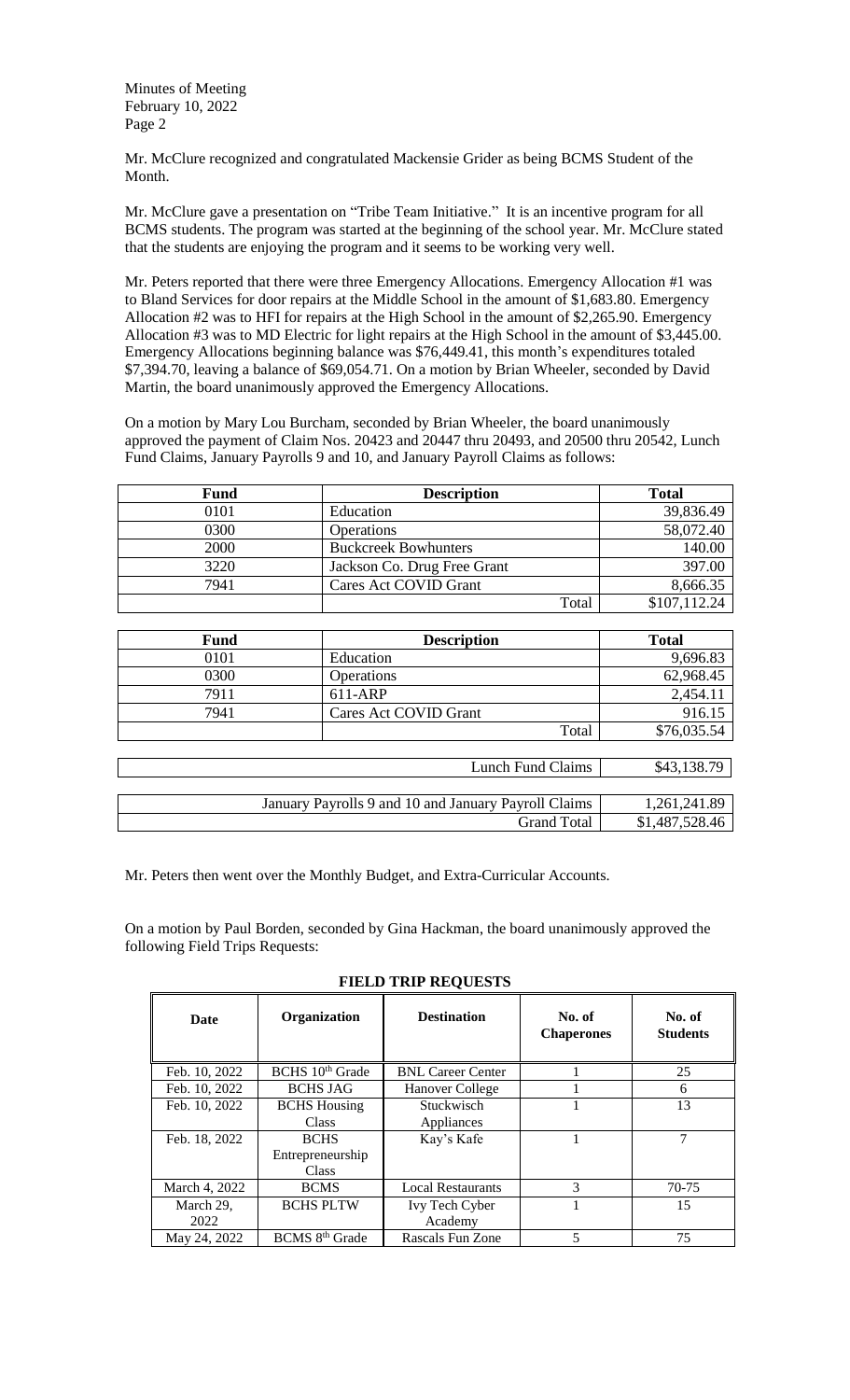Mr. McClure recognized and congratulated Mackensie Grider as being BCMS Student of the Month.

Mr. McClure gave a presentation on "Tribe Team Initiative." It is an incentive program for all BCMS students. The program was started at the beginning of the school year. Mr. McClure stated that the students are enjoying the program and it seems to be working very well.

Mr. Peters reported that there were three Emergency Allocations. Emergency Allocation #1 was to Bland Services for door repairs at the Middle School in the amount of $1,683.80. Emergency Allocation #2 was to HFI for repairs at the High School in the amount of $2,265.90. Emergency Allocation #3 was to MD Electric for light repairs at the High School in the amount of $3,445.00. Emergency Allocations beginning balance was $76,449.41, this month's expenditures totaled $7,394.70, leaving a balance of $69,054.71. On a motion by Brian Wheeler, seconded by David Martin, the board unanimously approved the Emergency Allocations.

On a motion by Mary Lou Burcham, seconded by Brian Wheeler, the board unanimously approved the payment of Claim Nos. 20423 and 20447 thru 20493, and 20500 thru 20542, Lunch Fund Claims, January Payrolls 9 and 10, and January Payroll Claims as follows:

| Fund | Description | Total |
|---|---|---|
| 0101 | Education | 39,836.49 |
| 0300 | Operations | 58,072.40 |
| 2000 | Buckcreek Bowhunters | 140.00 |
| 3220 | Jackson Co. Drug Free Grant | 397.00 |
| 7941 | Cares Act COVID Grant | 8,666.35 |
| | Total | $107,112.24 |

| Fund | Description | Total |
|---|---|---|
| 0101 | Education | 9,696.83 |
| 0300 | Operations | 62,968.45 |
| 7911 | 611-ARP | 2,454.11 |
| 7941 | Cares Act COVID Grant | 916.15 |
| | Total | $76,035.54 |

| | |
|---|---|
| Lunch Fund Claims | $43,138.79 |

| | |
|---|---|
| January Payrolls 9 and 10 and January Payroll Claims | 1,261,241.89 |
| Grand Total | $1,487,528.46 |

Mr. Peters then went over the Monthly Budget, and Extra-Curricular Accounts.

On a motion by Paul Borden, seconded by Gina Hackman, the board unanimously approved the following Field Trips Requests:

**FIELD TRIP REQUESTS**

| Date | Organization | Destination | No. of Chaperones | No. of Students |
|---|---|---|---|---|
| Feb. 10, 2022 | BCHS 10th Grade | BNL Career Center | 1 | 25 |
| Feb. 10, 2022 | BCHS JAG | Hanover College | 1 | 6 |
| Feb. 10, 2022 | BCHS Housing Class | Stuckwisch Appliances | 1 | 13 |
| Feb. 18, 2022 | BCHS Entrepreneurship Class | Kay's Kafe | 1 | 7 |
| March 4, 2022 | BCMS | Local Restaurants | 3 | 70-75 |
| March 29, 2022 | BCHS PLTW | Ivy Tech Cyber Academy | 1 | 15 |
| May 24, 2022 | BCMS 8th Grade | Rascals Fun Zone | 5 | 75 |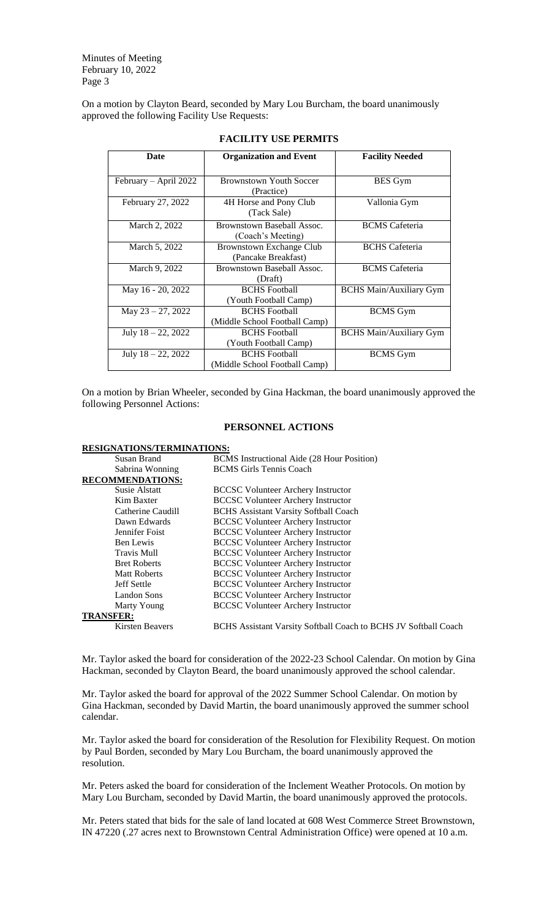On a motion by Clayton Beard, seconded by Mary Lou Burcham, the board unanimously approved the following Facility Use Requests:

## FACILITY USE PERMITS

| Date | Organization and Event | Facility Needed |
|---|---|---|
| February – April 2022 | Brownstown Youth Soccer (Practice) | BES Gym |
| February 27, 2022 | 4H Horse and Pony Club (Tack Sale) | Vallonia Gym |
| March 2, 2022 | Brownstown Baseball Assoc. (Coach's Meeting) | BCMS Cafeteria |
| March 5, 2022 | Brownstown Exchange Club (Pancake Breakfast) | BCHS Cafeteria |
| March 9, 2022 | Brownstown Baseball Assoc. (Draft) | BCMS Cafeteria |
| May 16 - 20, 2022 | BCHS Football (Youth Football Camp) | BCHS Main/Auxiliary Gym |
| May 23 – 27, 2022 | BCHS Football (Middle School Football Camp) | BCMS Gym |
| July 18 – 22, 2022 | BCHS Football (Youth Football Camp) | BCHS Main/Auxiliary Gym |
| July 18 – 22, 2022 | BCHS Football (Middle School Football Camp) | BCMS Gym |

On a motion by Brian Wheeler, seconded by Gina Hackman, the board unanimously approved the following Personnel Actions:

## PERSONNEL ACTIONS

**RESIGNATIONS/TERMINATIONS:**

| | |
|---|---|
| Susan Brand | BCMS Instructional Aide (28 Hour Position) |
| Sabrina Wonning | BCMS Girls Tennis Coach |

**RECOMMENDATIONS:**

| | |
|---|---|
| Susie Alstatt | BCCSC Volunteer Archery Instructor |
| Kim Baxter | BCCSC Volunteer Archery Instructor |
| Catherine Caudill | BCHS Assistant Varsity Softball Coach |
| Dawn Edwards | BCCSC Volunteer Archery Instructor |
| Jennifer Foist | BCCSC Volunteer Archery Instructor |
| Ben Lewis | BCCSC Volunteer Archery Instructor |
| Travis Mull | BCCSC Volunteer Archery Instructor |
| Bret Roberts | BCCSC Volunteer Archery Instructor |
| Matt Roberts | BCCSC Volunteer Archery Instructor |
| Jeff Settle | BCCSC Volunteer Archery Instructor |
| Landon Sons | BCCSC Volunteer Archery Instructor |
| Marty Young | BCCSC Volunteer Archery Instructor |

**TRANSFER:**

| | |
|---|---|
| Kirsten Beavers | BCHS Assistant Varsity Softball Coach to BCHS JV Softball Coach |

Mr. Taylor asked the board for consideration of the 2022-23 School Calendar. On motion by Gina Hackman, seconded by Clayton Beard, the board unanimously approved the school calendar.

Mr. Taylor asked the board for approval of the 2022 Summer School Calendar. On motion by Gina Hackman, seconded by David Martin, the board unanimously approved the summer school calendar.

Mr. Taylor asked the board for consideration of the Resolution for Flexibility Request. On motion by Paul Borden, seconded by Mary Lou Burcham, the board unanimously approved the resolution.

Mr. Peters asked the board for consideration of the Inclement Weather Protocols. On motion by Mary Lou Burcham, seconded by David Martin, the board unanimously approved the protocols.

Mr. Peters stated that bids for the sale of land located at 608 West Commerce Street Brownstown, IN 47220 (.27 acres next to Brownstown Central Administration Office) were opened at 10 a.m.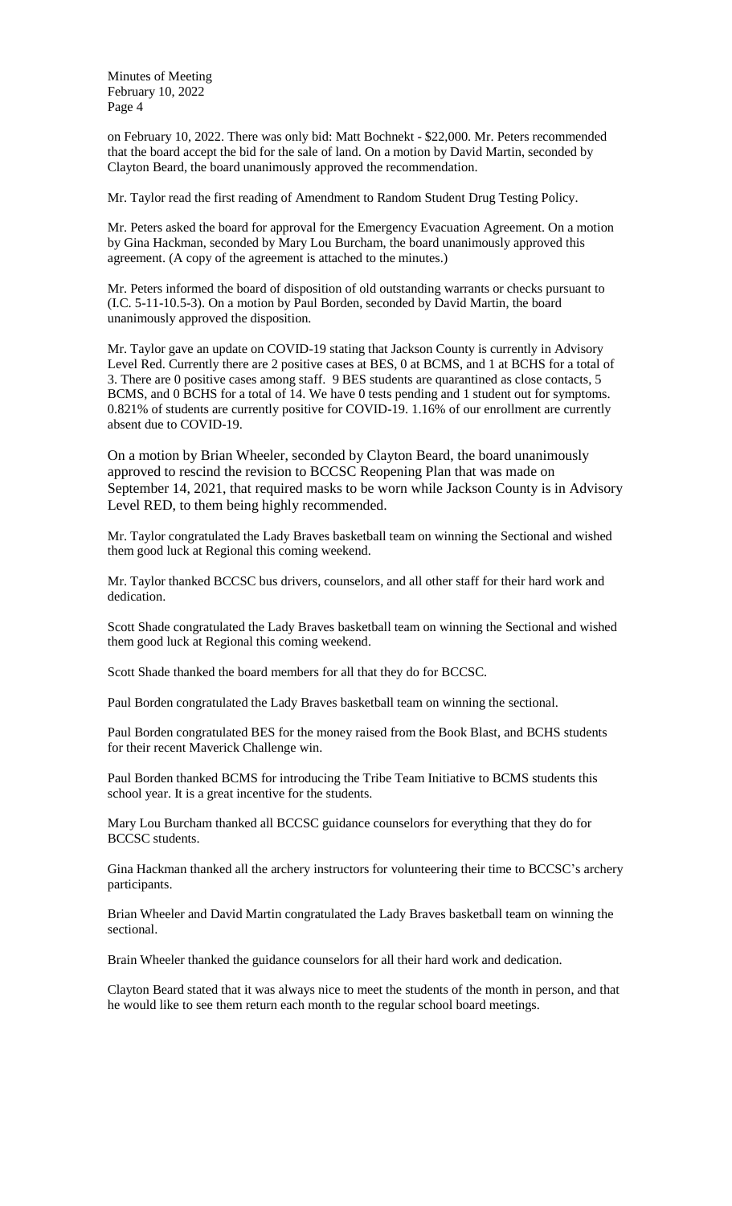on February 10, 2022. There was only bid: Matt Bochnekt - $22,000. Mr. Peters recommended that the board accept the bid for the sale of land. On a motion by David Martin, seconded by Clayton Beard, the board unanimously approved the recommendation.

Mr. Taylor read the first reading of Amendment to Random Student Drug Testing Policy.

Mr. Peters asked the board for approval for the Emergency Evacuation Agreement. On a motion by Gina Hackman, seconded by Mary Lou Burcham, the board unanimously approved this agreement. (A copy of the agreement is attached to the minutes.)

Mr. Peters informed the board of disposition of old outstanding warrants or checks pursuant to (I.C. 5-11-10.5-3). On a motion by Paul Borden, seconded by David Martin, the board unanimously approved the disposition.

Mr. Taylor gave an update on COVID-19 stating that Jackson County is currently in Advisory Level Red. Currently there are 2 positive cases at BES, 0 at BCMS, and 1 at BCHS for a total of 3. There are 0 positive cases among staff. 9 BES students are quarantined as close contacts, 5 BCMS, and 0 BCHS for a total of 14. We have 0 tests pending and 1 student out for symptoms. 0.821% of students are currently positive for COVID-19. 1.16% of our enrollment are currently absent due to COVID-19.

On a motion by Brian Wheeler, seconded by Clayton Beard, the board unanimously approved to rescind the revision to BCCSC Reopening Plan that was made on September 14, 2021, that required masks to be worn while Jackson County is in Advisory Level RED, to them being highly recommended.

Mr. Taylor congratulated the Lady Braves basketball team on winning the Sectional and wished them good luck at Regional this coming weekend.

Mr. Taylor thanked BCCSC bus drivers, counselors, and all other staff for their hard work and dedication.

Scott Shade congratulated the Lady Braves basketball team on winning the Sectional and wished them good luck at Regional this coming weekend.

Scott Shade thanked the board members for all that they do for BCCSC.

Paul Borden congratulated the Lady Braves basketball team on winning the sectional.

Paul Borden congratulated BES for the money raised from the Book Blast, and BCHS students for their recent Maverick Challenge win.

Paul Borden thanked BCMS for introducing the Tribe Team Initiative to BCMS students this school year. It is a great incentive for the students.

Mary Lou Burcham thanked all BCCSC guidance counselors for everything that they do for BCCSC students.

Gina Hackman thanked all the archery instructors for volunteering their time to BCCSC's archery participants.

Brian Wheeler and David Martin congratulated the Lady Braves basketball team on winning the sectional.

Brain Wheeler thanked the guidance counselors for all their hard work and dedication.

Clayton Beard stated that it was always nice to meet the students of the month in person, and that he would like to see them return each month to the regular school board meetings.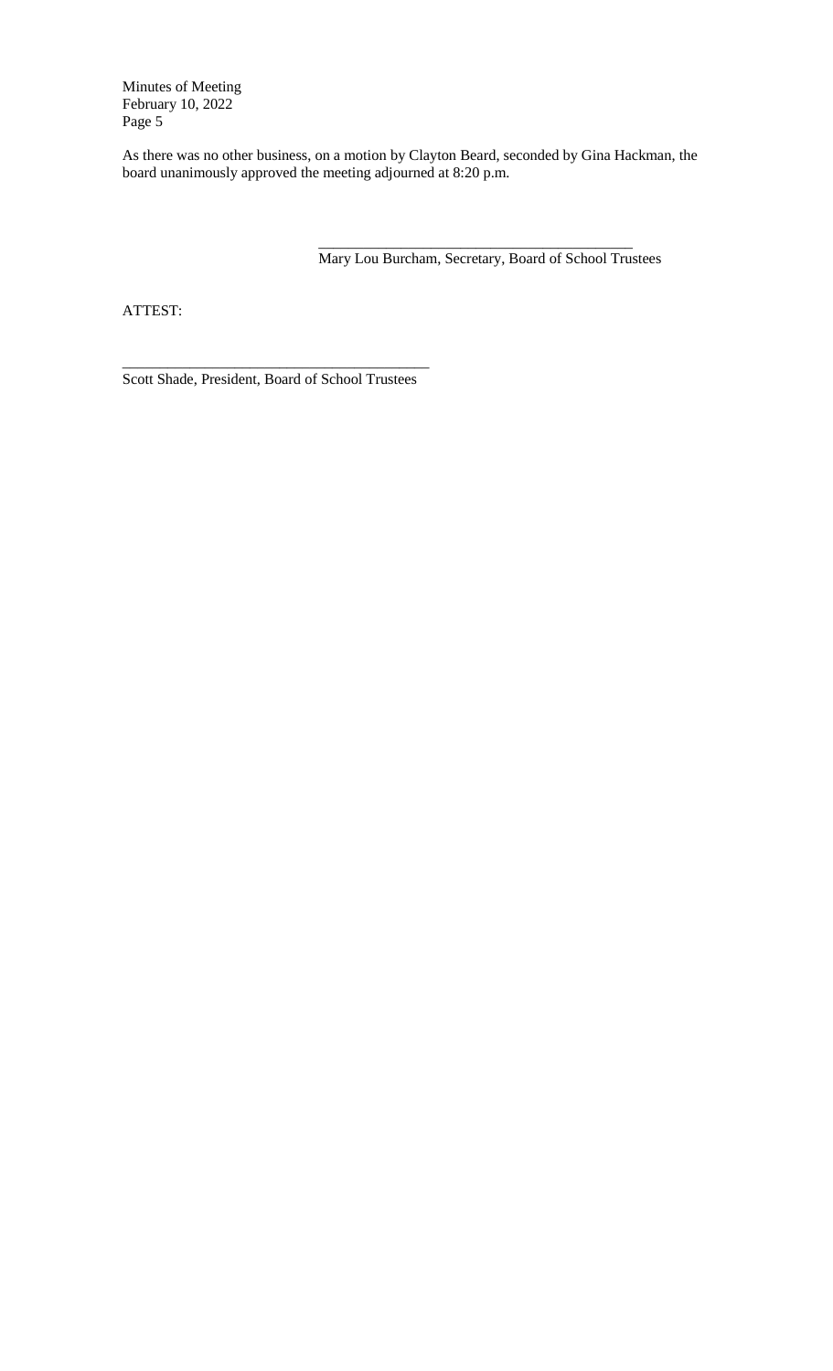As there was no other business, on a motion by Clayton Beard, seconded by Gina Hackman, the board unanimously approved the meeting adjourned at 8:20 p.m.

\_\_\_\_\_\_\_\_\_\_\_\_\_\_\_\_\_\_\_\_\_\_\_\_\_\_\_\_\_\_\_\_\_\_\_\_\_\_\_\_\_\_

Mary Lou Burcham, Secretary, Board of School Trustees

ATTEST:

\_\_\_\_\_\_\_\_\_\_\_\_\_\_\_\_\_\_\_\_\_\_\_\_\_\_\_\_\_\_\_\_\_\_\_\_\_\_\_\_\_\_

Scott Shade, President, Board of School Trustees